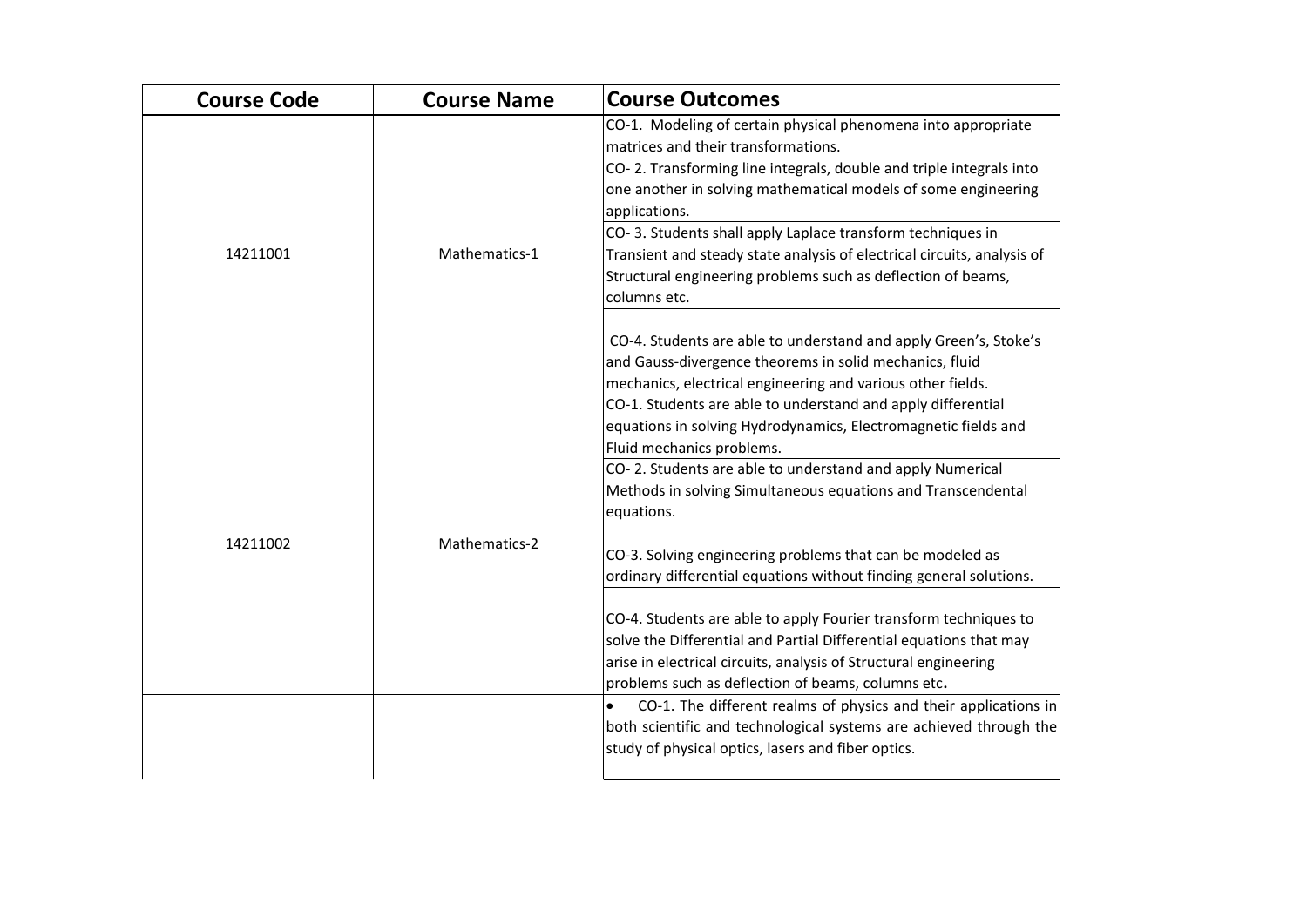| Course Code | Course Name | Course Outcomes |
| --- | --- | --- |
| 14211001 | Mathematics-1 | CO-1. Modeling of certain physical phenomena into appropriate matrices and their transformations. |
| | | CO- 2. Transforming line integrals, double and triple integrals into one another in solving mathematical models of some engineering applications. |
| | | CO- 3. Students shall apply Laplace transform techniques in Transient and steady state analysis of electrical circuits, analysis of Structural engineering problems such as deflection of beams, columns etc. |
| | | CO-4. Students are able to understand and apply Green's, Stoke's and Gauss-divergence theorems in solid mechanics, fluid mechanics, electrical engineering and various other fields. |
| 14211002 | Mathematics-2 | CO-1. Students are able to understand and apply differential equations in solving Hydrodynamics, Electromagnetic fields and Fluid mechanics problems. |
| | | CO- 2. Students are able to understand and apply Numerical Methods in solving Simultaneous equations and Transcendental equations. |
| | | CO-3. Solving engineering problems that can be modeled as ordinary differential equations without finding general solutions. |
| | | CO-4. Students are able to apply Fourier transform techniques to solve the Differential and Partial Differential equations that may arise in electrical circuits, analysis of Structural engineering problems such as deflection of beams, columns etc. |
| | | • CO-1. The different realms of physics and their applications in both scientific and technological systems are achieved through the study of physical optics, lasers and fiber optics. |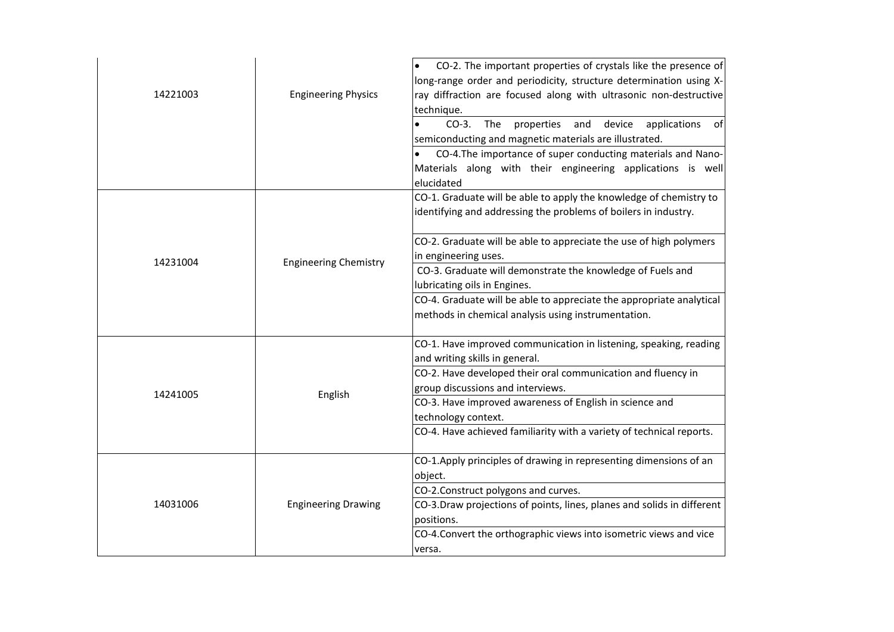| | | |
|---|---|---|
| 14221003 | Engineering Physics | • CO-2. The important properties of crystals like the presence of long-range order and periodicity, structure determination using X-ray diffraction are focused along with ultrasonic non-destructive technique. |
| | | • CO-3. The properties and device applications of semiconducting and magnetic materials are illustrated. |
| | | • CO-4.The importance of super conducting materials and Nano-Materials along with their engineering applications is well elucidated |
| 14231004 | Engineering Chemistry | CO-1. Graduate will be able to apply the knowledge of chemistry to identifying and addressing the problems of boilers in industry. |
| | | CO-2. Graduate will be able to appreciate the use of high polymers in engineering uses. |
| | | CO-3. Graduate will demonstrate the knowledge of Fuels and lubricating oils in Engines. |
| | | CO-4. Graduate will be able to appreciate the appropriate analytical methods in chemical analysis using instrumentation. |
| 14241005 | English | CO-1. Have improved communication in listening, speaking, reading and writing skills in general. |
| | | CO-2. Have developed their oral communication and fluency in group discussions and interviews. |
| | | CO-3. Have improved awareness of English in science and technology context. |
| | | CO-4. Have achieved familiarity with a variety of technical reports. |
| 14031006 | Engineering Drawing | CO-1.Apply principles of drawing in representing dimensions of an object. |
| | | CO-2.Construct polygons and curves. |
| | | CO-3.Draw projections of points, lines, planes and solids in different positions. |
| | | CO-4.Convert the orthographic views into isometric views and vice versa. |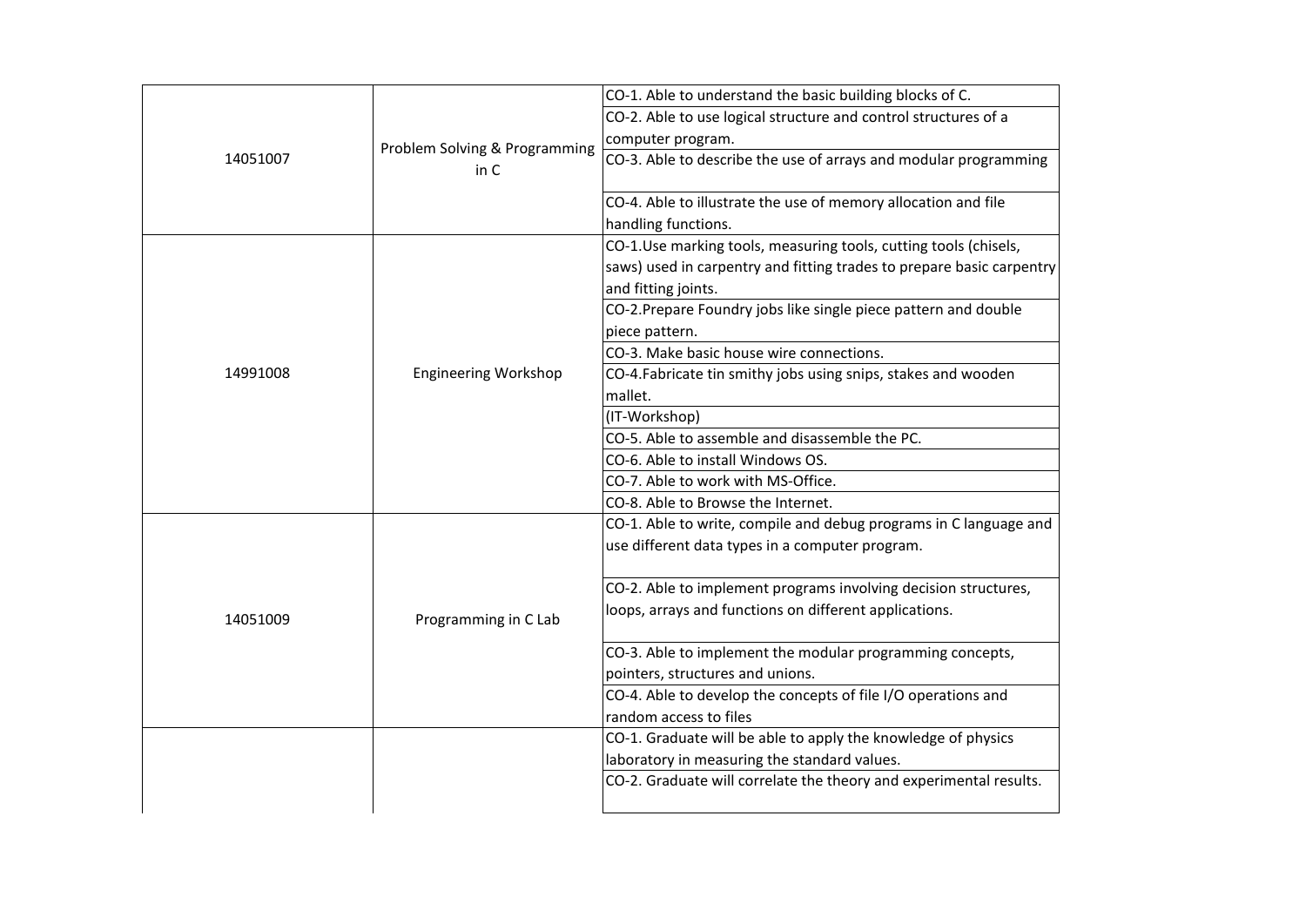| | | |
|---|---|---|
| 14051007 | Problem Solving & Programming in C | CO-1. Able to understand the basic building blocks of C. |
| | | CO-2. Able to use logical structure and control structures of a computer program. |
| | | CO-3. Able to describe the use of arrays and modular programming |
| | | CO-4. Able to illustrate the use of memory allocation and file handling functions. |
| 14991008 | Engineering Workshop | CO-1.Use marking tools, measuring tools, cutting tools (chisels, saws) used in carpentry and fitting trades to prepare basic carpentry and fitting joints. |
| | | CO-2.Prepare Foundry jobs like single piece pattern and double piece pattern. |
| | | CO-3. Make basic house wire connections. |
| | | CO-4.Fabricate tin smithy jobs using snips, stakes and wooden mallet. |
| | | (IT-Workshop) |
| | | CO-5. Able to assemble and disassemble the PC. |
| | | CO-6. Able to install Windows OS. |
| | | CO-7. Able to work with MS-Office. |
| | | CO-8. Able to Browse the Internet. |
| 14051009 | Programming in C Lab | CO-1. Able to write, compile and debug programs in C language and use different data types in a computer program. |
| | | CO-2. Able to implement programs involving decision structures, loops, arrays and functions on different applications. |
| | | CO-3. Able to implement the modular programming concepts, pointers, structures and unions. |
| | | CO-4. Able to develop the concepts of file I/O operations and random access to files |
| | | CO-1. Graduate will be able to apply the knowledge of physics laboratory in measuring the standard values. |
| | | CO-2. Graduate will correlate the theory and experimental results. |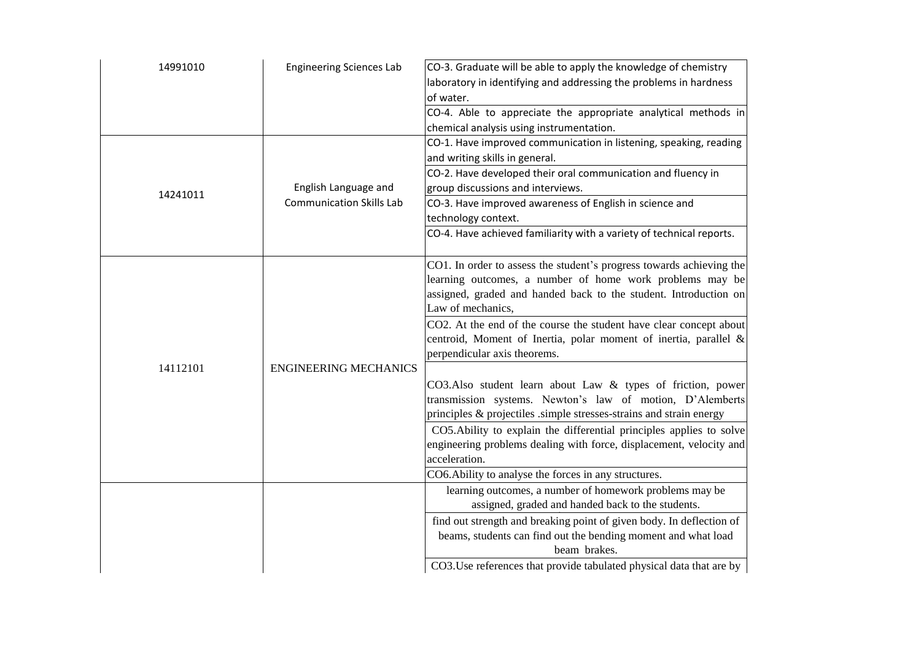| | | |
|---|---|---|
| 14991010 | Engineering Sciences Lab | CO-3. Graduate will be able to apply the knowledge of chemistry laboratory in identifying and addressing the problems in hardness of water. |
| | | CO-4. Able to appreciate the appropriate analytical methods in chemical analysis using instrumentation. |
| 14241011 | English Language and Communication Skills Lab | CO-1. Have improved communication in listening, speaking, reading and writing skills in general. |
| | | CO-2. Have developed their oral communication and fluency in group discussions and interviews. |
| | | CO-3. Have improved awareness of English in science and technology context. |
| | | CO-4. Have achieved familiarity with a variety of technical reports. |
| 14112101 | ENGINEERING MECHANICS | CO1. In order to assess the student's progress towards achieving the learning outcomes, a number of home work problems may be assigned, graded and handed back to the student. Introduction on Law of mechanics, |
| | | CO2. At the end of the course the student have clear concept about centroid, Moment of Inertia, polar moment of inertia, parallel & perpendicular axis theorems. |
| | | CO3.Also student learn about Law & types of friction, power transmission systems. Newton's law of motion, D'Alemberts principles & projectiles .simple stresses-strains and strain energy |
| | | CO5.Ability to explain the differential principles applies to solve engineering problems dealing with force, displacement, velocity and acceleration. |
| | | CO6.Ability to analyse the forces in any structures. |
| | | learning outcomes, a number of homework problems may be assigned, graded and handed back to the students. |
| | | find out strength and breaking point of given body. In deflection of beams, students can find out the bending moment and what load beam brakes. |
| | | CO3.Use references that provide tabulated physical data that are by |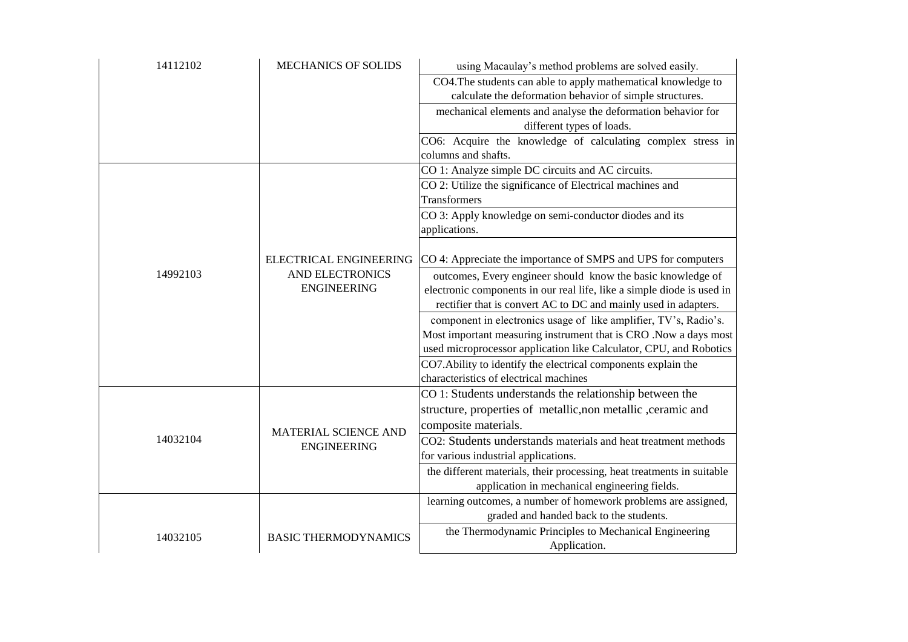| | | |
|---|---|---|
| 14112102 | MECHANICS OF SOLIDS | using Macaulay's method problems are solved easily. |
| | | CO4.The students can able to apply mathematical knowledge to calculate the deformation behavior of simple structures. |
| | | mechanical elements and analyse the deformation behavior for different types of loads. |
| | | CO6: Acquire the knowledge of calculating complex stress in columns and shafts. |
| 14992103 | ELECTRICAL ENGINEERING AND ELECTRONICS ENGINEERING | CO 1: Analyze simple DC circuits and AC circuits. |
| | | CO 2: Utilize the significance of Electrical machines and Transformers |
| | | CO 3: Apply knowledge on semi-conductor diodes and its applications. |
| | | CO 4: Appreciate the importance of SMPS and UPS for computers |
| | | outcomes, Every engineer should know the basic knowledge of electronic components in our real life, like a simple diode is used in rectifier that is convert AC to DC and mainly used in adapters. |
| | | component in electronics usage of like amplifier, TV's, Radio's. Most important measuring instrument that is CRO .Now a days most used microprocessor application like Calculator, CPU, and Robotics |
| | | CO7.Ability to identify the electrical components explain the characteristics of electrical machines |
| 14032104 | MATERIAL SCIENCE AND ENGINEERING | CO 1: Students understands the relationship between the structure, properties of metallic,non metallic ,ceramic and composite materials. |
| | | CO2: Students understands materials and heat treatment methods for various industrial applications. |
| | | the different materials, their processing, heat treatments in suitable application in mechanical engineering fields. |
| 14032105 | BASIC THERMODYNAMICS | learning outcomes, a number of homework problems are assigned, graded and handed back to the students. |
| | | the Thermodynamic Principles to Mechanical Engineering Application. |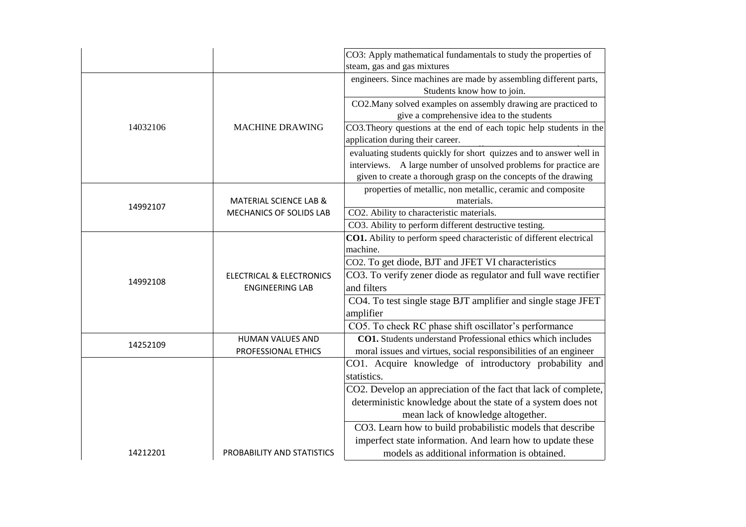| | | |
|---|---|---|
| | | CO3: Apply mathematical fundamentals to study the properties of steam, gas and gas mixtures |
| 14032106 | MACHINE DRAWING | engineers. Since machines are made by assembling different parts, Students know how to join. |
| | | CO2.Many solved examples on assembly drawing are practiced to give a comprehensive idea to the students |
| | | CO3.Theory questions at the end of each topic help students in the application during their career. |
| | | evaluating students quickly for short quizzes and to answer well in interviews. A large number of unsolved problems for practice are given to create a thorough grasp on the concepts of the drawing |
| 14992107 | MATERIAL SCIENCE LAB & MECHANICS OF SOLIDS LAB | properties of metallic, non metallic, ceramic and composite materials. |
| | | CO2. Ability to characteristic materials. |
| | | CO3. Ability to perform different destructive testing. |
| 14992108 | ELECTRICAL & ELECTRONICS ENGINEERING LAB | **CO1.** Ability to perform speed characteristic of different electrical machine. |
| | | CO2. To get diode, BJT and JFET VI characteristics |
| | | CO3. To verify zener diode as regulator and full wave rectifier and filters |
| | | CO4. To test single stage BJT amplifier and single stage JFET amplifier |
| | | CO5. To check RC phase shift oscillator's performance |
| 14252109 | HUMAN VALUES AND PROFESSIONAL ETHICS | **CO1.** Students understand Professional ethics which includes moral issues and virtues, social responsibilities of an engineer |
| 14212201 | PROBABILITY AND STATISTICS | CO1. Acquire knowledge of introductory probability and statistics. |
| | | CO2. Develop an appreciation of the fact that lack of complete, deterministic knowledge about the state of a system does not mean lack of knowledge altogether. |
| | | CO3. Learn how to build probabilistic models that describe imperfect state information. And learn how to update these models as additional information is obtained. |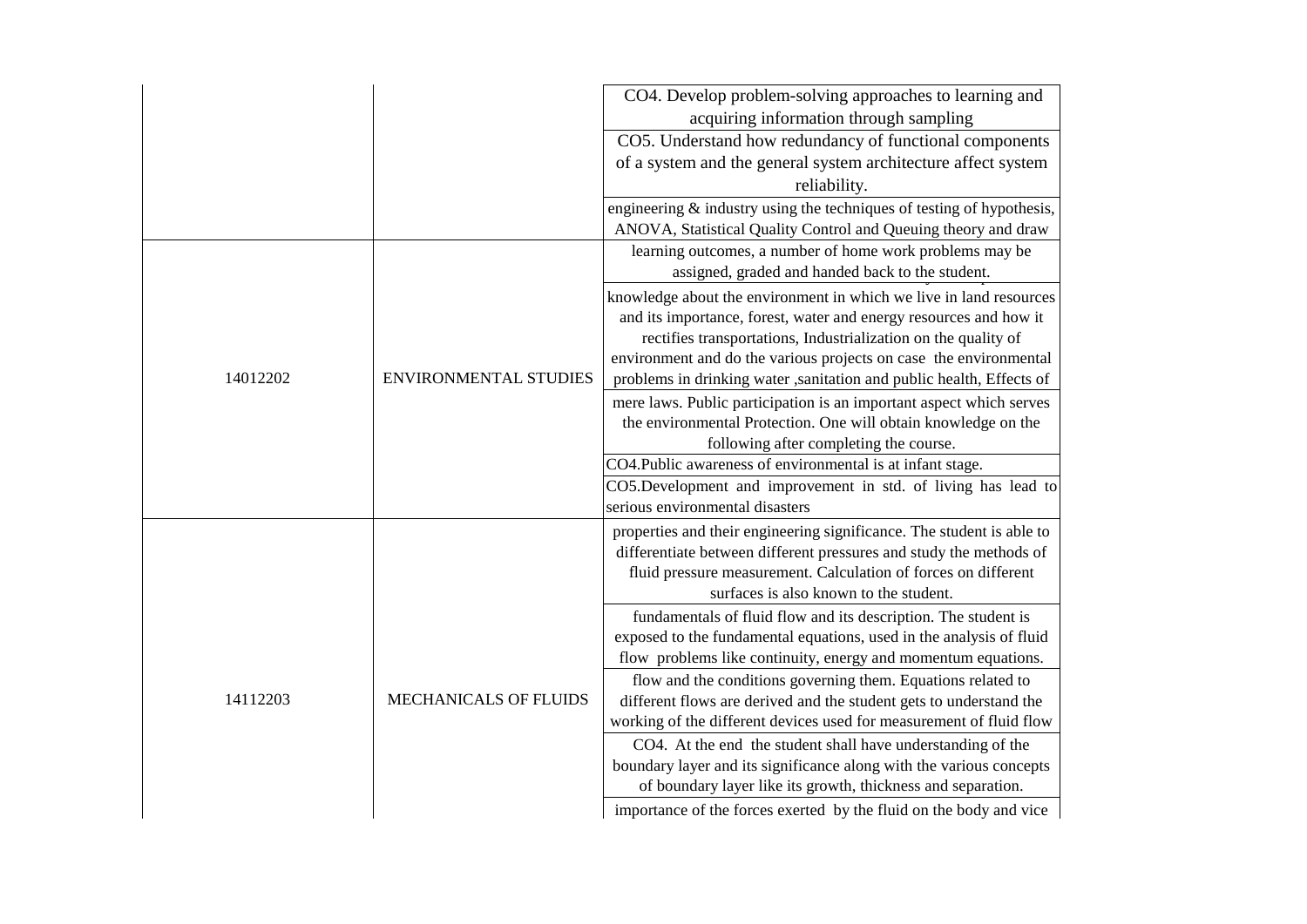| | | |
|---|---|---|
| | | CO4. Develop problem-solving approaches to learning and acquiring information through sampling |
| | | CO5. Understand how redundancy of functional components of a system and the general system architecture affect system reliability. |
| | | engineering & industry using the techniques of testing of hypothesis, ANOVA, Statistical Quality Control and Queuing theory and draw |
| 14012202 | ENVIRONMENTAL STUDIES | learning outcomes, a number of home work problems may be assigned, graded and handed back to the student. |
| | | knowledge about the environment in which we live in land resources and its importance, forest, water and energy resources and how it rectifies transportations, Industrialization on the quality of environment and do the various projects on case the environmental problems in drinking water ,sanitation and public health, Effects of |
| | | mere laws. Public participation is an important aspect which serves the environmental Protection. One will obtain knowledge on the following after completing the course. |
| | | CO4.Public awareness of environmental is at infant stage. |
| | | CO5.Development and improvement in std. of living has lead to serious environmental disasters |
| 14112203 | MECHANICALS OF FLUIDS | properties and their engineering significance. The student is able to differentiate between different pressures and study the methods of fluid pressure measurement. Calculation of forces on different surfaces is also known to the student. |
| | | fundamentals of fluid flow and its description. The student is exposed to the fundamental equations, used in the analysis of fluid flow problems like continuity, energy and momentum equations. |
| | | flow and the conditions governing them. Equations related to different flows are derived and the student gets to understand the working of the different devices used for measurement of fluid flow |
| | | CO4. At the end the student shall have understanding of the boundary layer and its significance along with the various concepts of boundary layer like its growth, thickness and separation. |
| | | importance of the forces exerted by the fluid on the body and vice |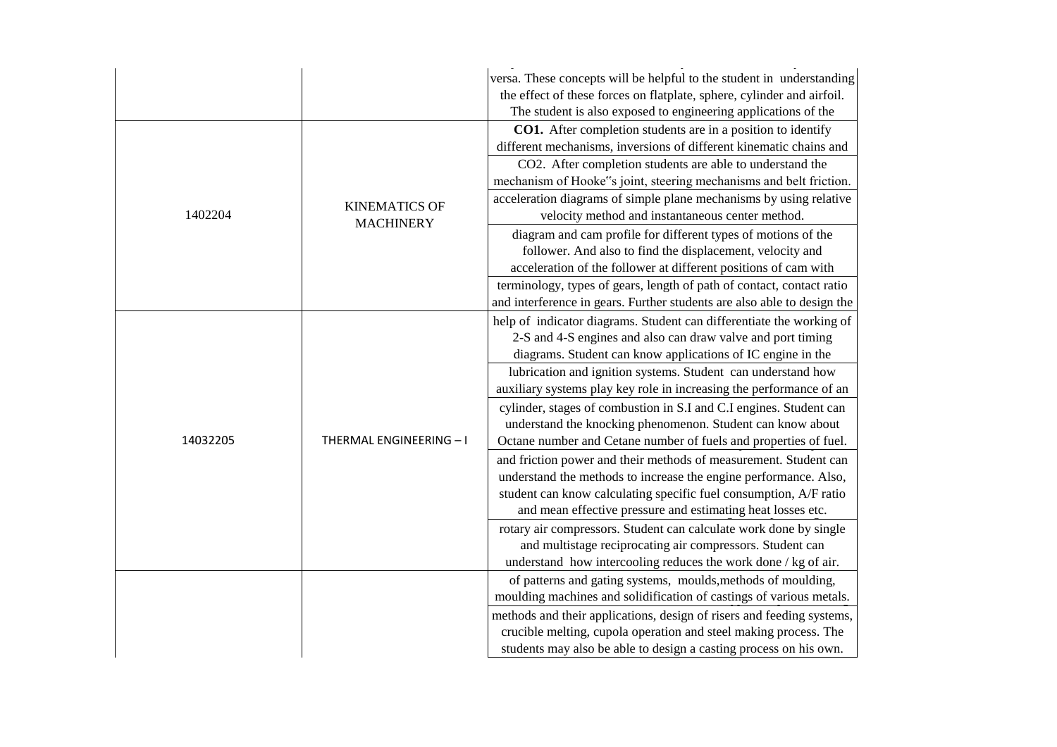| | | |
|---|---|---|
| | | versa. These concepts will be helpful to the student in understanding the effect of these forces on flatplate, sphere, cylinder and airfoil. The student is also exposed to engineering applications of the |
| 1402204 | KINEMATICS OF MACHINERY | **CO1.** After completion students are in a position to identify different mechanisms, inversions of different kinematic chains and |
| | | CO2. After completion students are able to understand the mechanism of Hooke‟s joint, steering mechanisms and belt friction. |
| | | acceleration diagrams of simple plane mechanisms by using relative velocity method and instantaneous center method. |
| | | diagram and cam profile for different types of motions of the follower. And also to find the displacement, velocity and acceleration of the follower at different positions of cam with |
| | | terminology, types of gears, length of path of contact, contact ratio and interference in gears. Further students are also able to design the |
| 14032205 | THERMAL ENGINEERING – I | help of indicator diagrams. Student can differentiate the working of 2-S and 4-S engines and also can draw valve and port timing diagrams. Student can know applications of IC engine in the |
| | | lubrication and ignition systems. Student can understand how auxiliary systems play key role in increasing the performance of an |
| | | cylinder, stages of combustion in S.I and C.I engines. Student can understand the knocking phenomenon. Student can know about Octane number and Cetane number of fuels and properties of fuel. |
| | | and friction power and their methods of measurement. Student can understand the methods to increase the engine performance. Also, student can know calculating specific fuel consumption, A/F ratio and mean effective pressure and estimating heat losses etc. |
| | | rotary air compressors. Student can calculate work done by single and multistage reciprocating air compressors. Student can understand how intercooling reduces the work done / kg of air. |
| | | of patterns and gating systems, moulds,methods of moulding, moulding machines and solidification of castings of various metals. |
| | | methods and their applications, design of risers and feeding systems, crucible melting, cupola operation and steel making process. The students may also be able to design a casting process on his own. |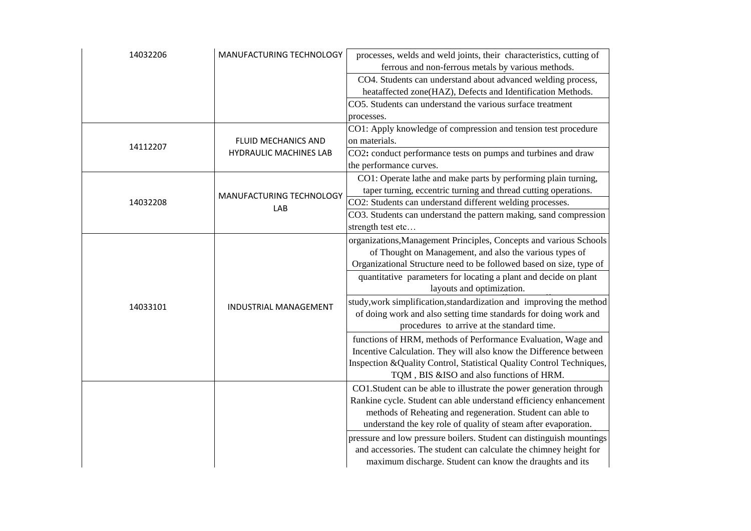| | | |
|---|---|---|
| 14032206 | MANUFACTURING TECHNOLOGY | processes, welds and weld joints, their characteristics, cutting of ferrous and non-ferrous metals by various methods. |
| | | CO4. Students can understand about advanced welding process, heataffected zone(HAZ), Defects and Identification Methods. |
| | | CO5. Students can understand the various surface treatment processes. |
| 14112207 | FLUID MECHANICS AND HYDRAULIC MACHINES LAB | CO1: Apply knowledge of compression and tension test procedure on materials. |
| | | CO2**:** conduct performance tests on pumps and turbines and draw the performance curves. |
| 14032208 | MANUFACTURING TECHNOLOGY LAB | CO1: Operate lathe and make parts by performing plain turning, taper turning, eccentric turning and thread cutting operations. |
| | | CO2: Students can understand different welding processes. |
| | | CO3. Students can understand the pattern making, sand compression strength test etc… |
| 14033101 | INDUSTRIAL MANAGEMENT | organizations,Management Principles, Concepts and various Schools of Thought on Management, and also the various types of Organizational Structure need to be followed based on size, type of |
| | | quantitative parameters for locating a plant and decide on plant layouts and optimization. |
| | | study,work simplification,standardization and improving the method of doing work and also setting time standards for doing work and procedures to arrive at the standard time. |
| | | functions of HRM, methods of Performance Evaluation, Wage and Incentive Calculation. They will also know the Difference between Inspection &Quality Control, Statistical Quality Control Techniques, TQM , BIS &ISO and also functions of HRM. |
| | | CO1.Student can be able to illustrate the power generation through Rankine cycle. Student can able understand efficiency enhancement methods of Reheating and regeneration. Student can able to understand the key role of quality of steam after evaporation. |
| | | pressure and low pressure boilers. Student can distinguish mountings and accessories. The student can calculate the chimney height for maximum discharge. Student can know the draughts and its |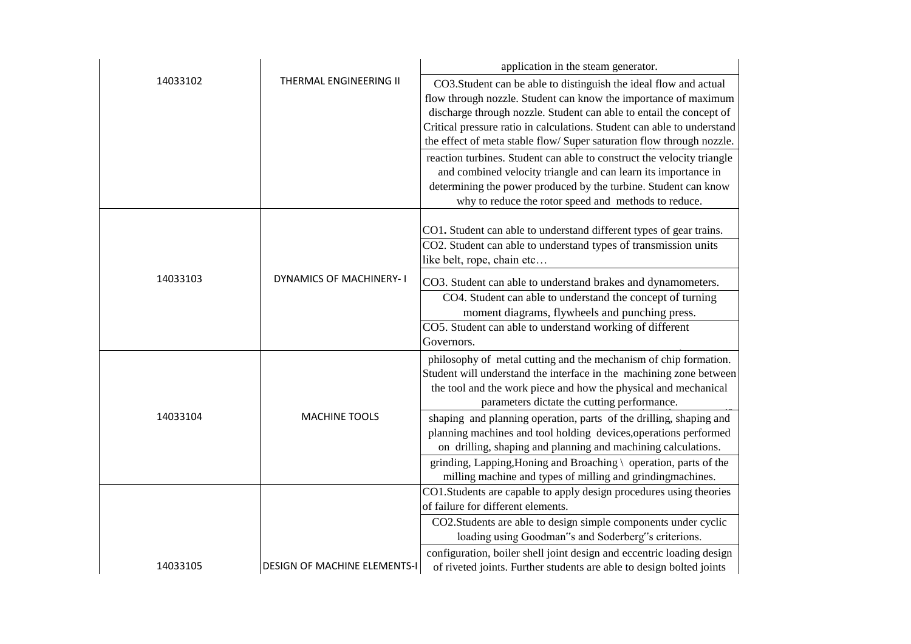| | | |
|---|---|---|
| 14033102 | THERMAL ENGINEERING II | application in the steam generator. |
| | | CO3.Student can be able to distinguish the ideal flow and actual flow through nozzle. Student can know the importance of maximum discharge through nozzle. Student can able to entail the concept of Critical pressure ratio in calculations. Student can able to understand the effect of meta stable flow/ Super saturation flow through nozzle. |
| | | reaction turbines. Student can able to construct the velocity triangle and combined velocity triangle and can learn its importance in determining the power produced by the turbine. Student can know why to reduce the rotor speed and methods to reduce. |
| 14033103 | DYNAMICS OF MACHINERY- I | CO1. Student can able to understand different types of gear trains. |
| | | CO2. Student can able to understand types of transmission units like belt, rope, chain etc… |
| | | CO3. Student can able to understand brakes and dynamometers. |
| | | CO4. Student can able to understand the concept of turning moment diagrams, flywheels and punching press. |
| | | CO5. Student can able to understand working of different Governors. |
| 14033104 | MACHINE TOOLS | philosophy of metal cutting and the mechanism of chip formation. Student will understand the interface in the machining zone between the tool and the work piece and how the physical and mechanical parameters dictate the cutting performance. |
| | | shaping and planning operation, parts of the drilling, shaping and planning machines and tool holding devices,operations performed on drilling, shaping and planning and machining calculations. |
| | | grinding, Lapping,Honing and Broaching \ operation, parts of the milling machine and types of milling and grindingmachines. |
| 14033105 | DESIGN OF MACHINE ELEMENTS-I | CO1.Students are capable to apply design procedures using theories of failure for different elements. |
| | | CO2.Students are able to design simple components under cyclic loading using Goodman"s and Soderberg"s criterions. |
| | | configuration, boiler shell joint design and eccentric loading design of riveted joints. Further students are able to design bolted joints |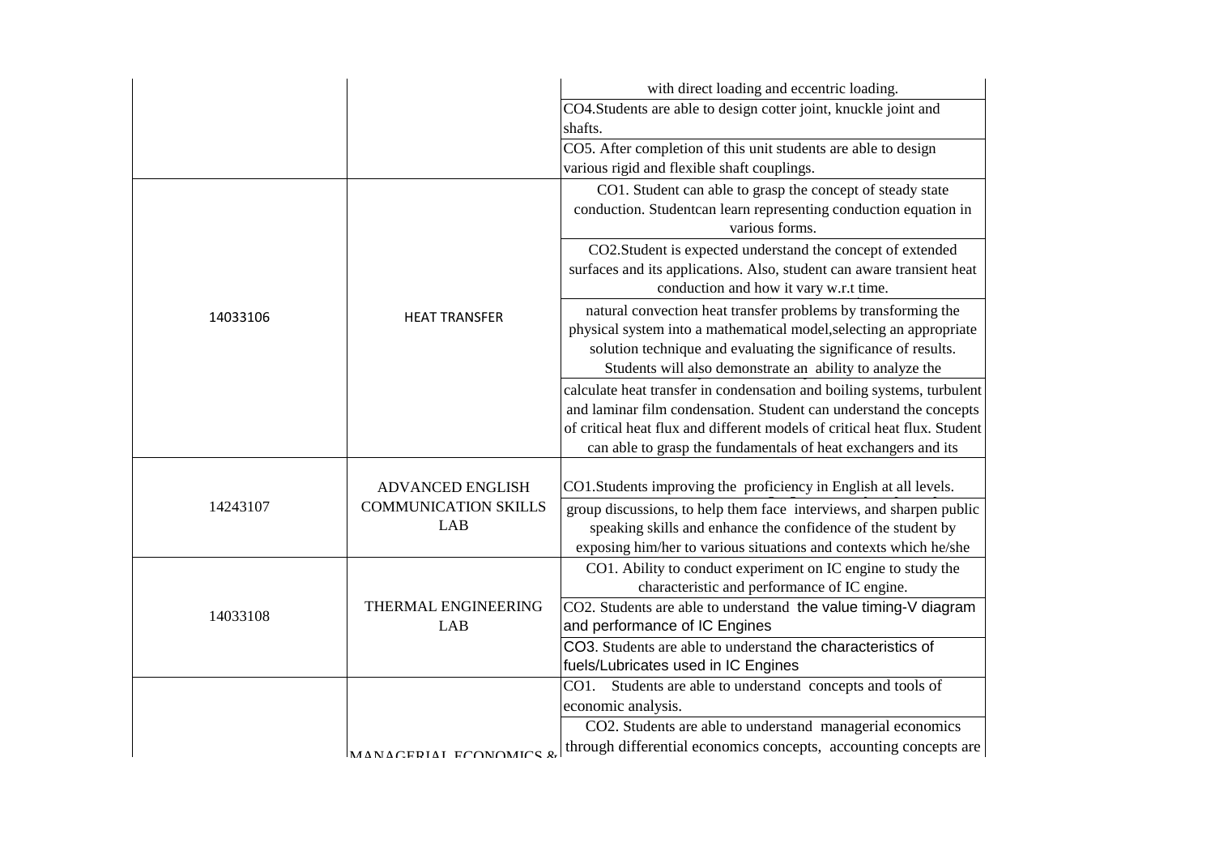| | | |
|---|---|---|
| | | with direct loading and eccentric loading. |
| | | CO4.Students are able to design cotter joint, knuckle joint and shafts. |
| | | CO5. After completion of this unit students are able to design various rigid and flexible shaft couplings. |
| 14033106 | HEAT TRANSFER | CO1. Student can able to grasp the concept of steady state conduction. Studentcan learn representing conduction equation in various forms. |
| | | CO2.Student is expected understand the concept of extended surfaces and its applications. Also, student can aware transient heat conduction and how it vary w.r.t time. |
| | | natural convection heat transfer problems by transforming the physical system into a mathematical model,selecting an appropriate solution technique and evaluating the significance of results. Students will also demonstrate an ability to analyze the |
| | | calculate heat transfer in condensation and boiling systems, turbulent and laminar film condensation. Student can understand the concepts of critical heat flux and different models of critical heat flux. Student can able to grasp the fundamentals of heat exchangers and its |
| 14243107 | ADVANCED ENGLISH COMMUNICATION SKILLS LAB | CO1.Students improving the proficiency in English at all levels. |
| | | group discussions, to help them face interviews, and sharpen public speaking skills and enhance the confidence of the student by exposing him/her to various situations and contexts which he/she |
| 14033108 | THERMAL ENGINEERING LAB | CO1. Ability to conduct experiment on IC engine to study the characteristic and performance of IC engine. |
| | | CO2. Students are able to understand the value timing-V diagram and performance of IC Engines |
| | | CO3. Students are able to understand the characteristics of fuels/Lubricates used in IC Engines |
| | MANAGERIAL ECONOMICS & | CO1. Students are able to understand concepts and tools of economic analysis. |
| | | CO2. Students are able to understand managerial economics through differential economics concepts, accounting concepts are |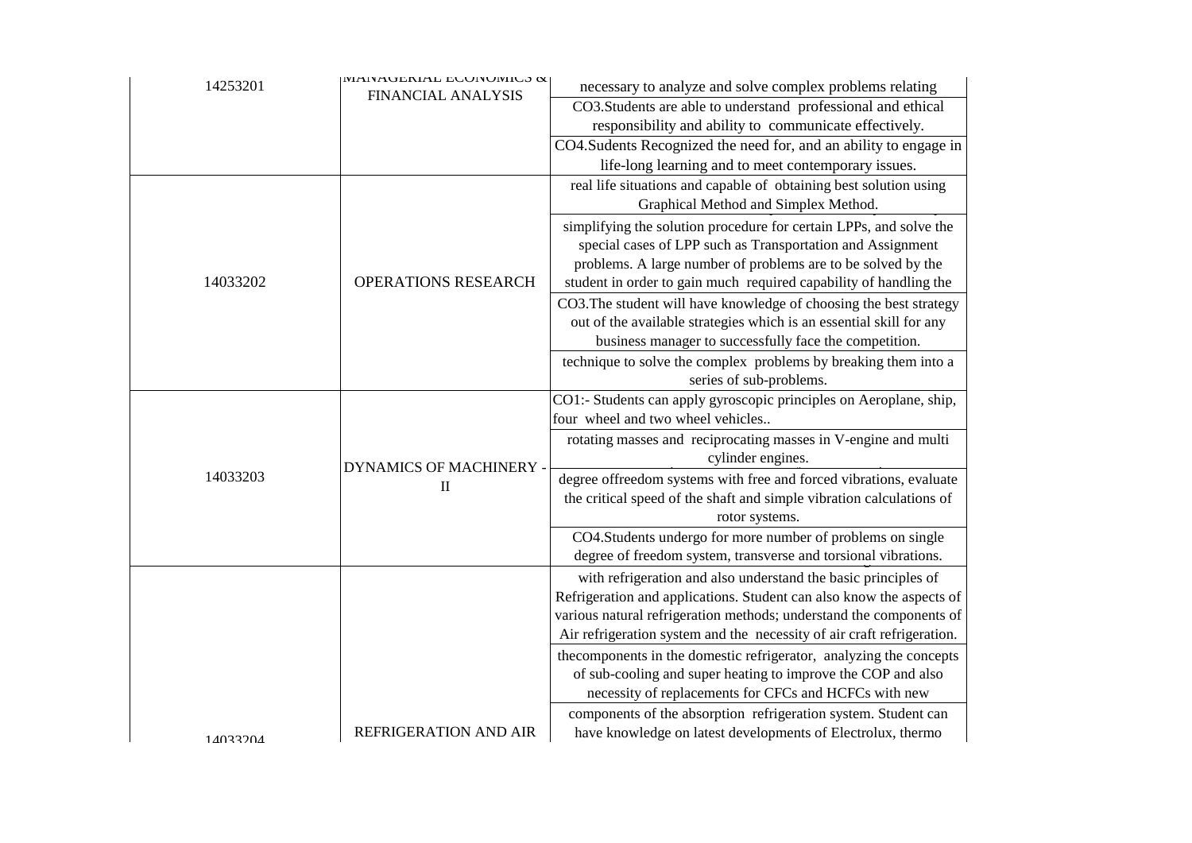| | | |
|---|---|---|
| 14253201 | MANAGERIAL ECONOMICS & FINANCIAL ANALYSIS | necessary to analyze and solve complex problems relating |
| | | CO3.Students are able to understand professional and ethical responsibility and ability to communicate effectively. |
| | | CO4.Sudents Recognized the need for, and an ability to engage in life-long learning and to meet contemporary issues. |
| 14033202 | OPERATIONS RESEARCH | real life situations and capable of obtaining best solution using Graphical Method and Simplex Method. |
| | | simplifying the solution procedure for certain LPPs, and solve the special cases of LPP such as Transportation and Assignment problems. A large number of problems are to be solved by the student in order to gain much required capability of handling the |
| | | CO3.The student will have knowledge of choosing the best strategy out of the available strategies which is an essential skill for any business manager to successfully face the competition. |
| | | technique to solve the complex problems by breaking them into a series of sub-problems. |
| 14033203 | DYNAMICS OF MACHINERY - II | CO1:- Students can apply gyroscopic principles on Aeroplane, ship, four wheel and two wheel vehicles.. |
| | | rotating masses and reciprocating masses in V-engine and multi cylinder engines. |
| | | degree offreedom systems with free and forced vibrations, evaluate the critical speed of the shaft and simple vibration calculations of rotor systems. |
| | | CO4.Students undergo for more number of problems on single degree of freedom system, transverse and torsional vibrations. |
| 14033204 | REFRIGERATION AND AIR | with refrigeration and also understand the basic principles of Refrigeration and applications. Student can also know the aspects of various natural refrigeration methods; understand the components of Air refrigeration system and the necessity of air craft refrigeration. |
| | | thecomponents in the domestic refrigerator, analyzing the concepts of sub-cooling and super heating to improve the COP and also necessity of replacements for CFCs and HCFCs with new |
| | | components of the absorption refrigeration system. Student can have knowledge on latest developments of Electrolux, thermo |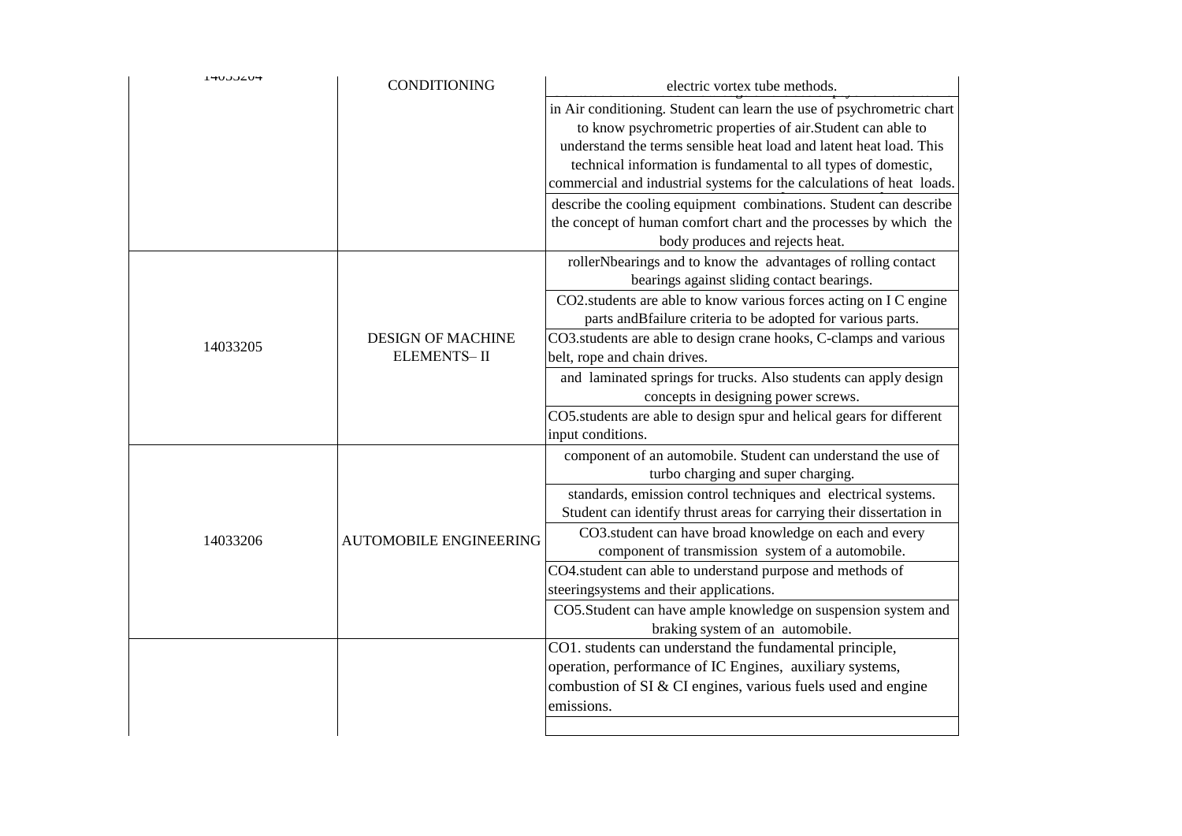| | | |
|---|---|---|
| 14033204 | CONDITIONING | electric vortex tube methods. |
| | | in Air conditioning. Student can learn the use of psychrometric chart to know psychrometric properties of air.Student can able to understand the terms sensible heat load and latent heat load. This technical information is fundamental to all types of domestic, commercial and industrial systems for the calculations of heat loads. |
| | | describe the cooling equipment combinations. Student can describe the concept of human comfort chart and the processes by which the body produces and rejects heat. |
| 14033205 | DESIGN OF MACHINE ELEMENTS– II | rollerNbearings and to know the advantages of rolling contact bearings against sliding contact bearings. |
| | | CO2.students are able to know various forces acting on I C engine parts andBfailure criteria to be adopted for various parts. |
| | | CO3.students are able to design crane hooks, C-clamps and various belt, rope and chain drives. |
| | | and laminated springs for trucks. Also students can apply design concepts in designing power screws. |
| | | CO5.students are able to design spur and helical gears for different input conditions. |
| 14033206 | AUTOMOBILE ENGINEERING | component of an automobile. Student can understand the use of turbo charging and super charging. |
| | | standards, emission control techniques and electrical systems. Student can identify thrust areas for carrying their dissertation in |
| | | CO3.student can have broad knowledge on each and every component of transmission system of a automobile. |
| | | CO4.student can able to understand purpose and methods of steeringsystems and their applications. |
| | | CO5.Student can have ample knowledge on suspension system and braking system of an automobile. |
| | | CO1. students can understand the fundamental principle, operation, performance of IC Engines, auxiliary systems, combustion of SI & CI engines, various fuels used and engine emissions. |
| | | |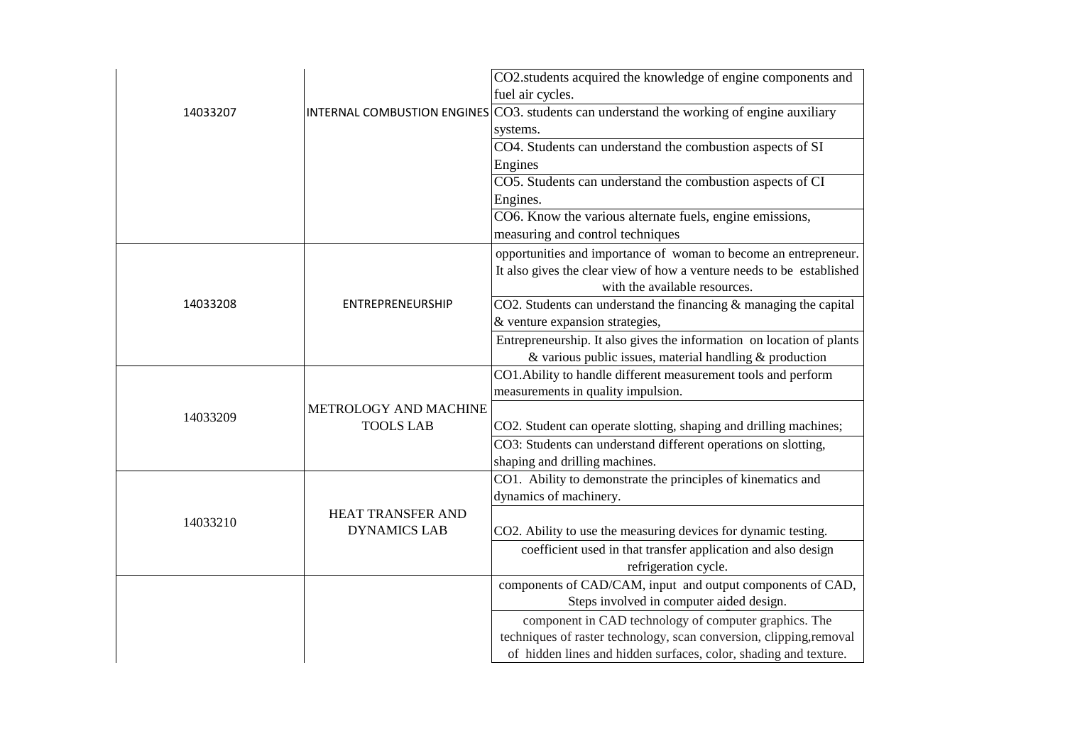| | | |
|---|---|---|
| 14033207 | INTERNAL COMBUSTION ENGINES | CO2.students acquired the knowledge of engine components and fuel air cycles. |
| | | CO3. students can understand the working of engine auxiliary systems. |
| | | CO4. Students can understand the combustion aspects of SI Engines |
| | | CO5. Students can understand the combustion aspects of CI Engines. |
| | | CO6. Know the various alternate fuels, engine emissions, measuring and control techniques |
| 14033208 | ENTREPRENEURSHIP | opportunities and importance of woman to become an entrepreneur. It also gives the clear view of how a venture needs to be established with the available resources. |
| | | CO2. Students can understand the financing & managing the capital & venture expansion strategies, |
| | | Entrepreneurship. It also gives the information on location of plants & various public issues, material handling & production |
| 14033209 | METROLOGY AND MACHINE TOOLS LAB | CO1.Ability to handle different measurement tools and perform measurements in quality impulsion. |
| | | CO2. Student can operate slotting, shaping and drilling machines; |
| | | CO3: Students can understand different operations on slotting, shaping and drilling machines. |
| 14033210 | HEAT TRANSFER AND DYNAMICS LAB | CO1. Ability to demonstrate the principles of kinematics and dynamics of machinery. |
| | | CO2. Ability to use the measuring devices for dynamic testing. |
| | | coefficient used in that transfer application and also design refrigeration cycle. |
| | | components of CAD/CAM, input and output components of CAD, Steps involved in computer aided design. |
| | | component in CAD technology of computer graphics. The techniques of raster technology, scan conversion, clipping,removal of hidden lines and hidden surfaces, color, shading and texture. |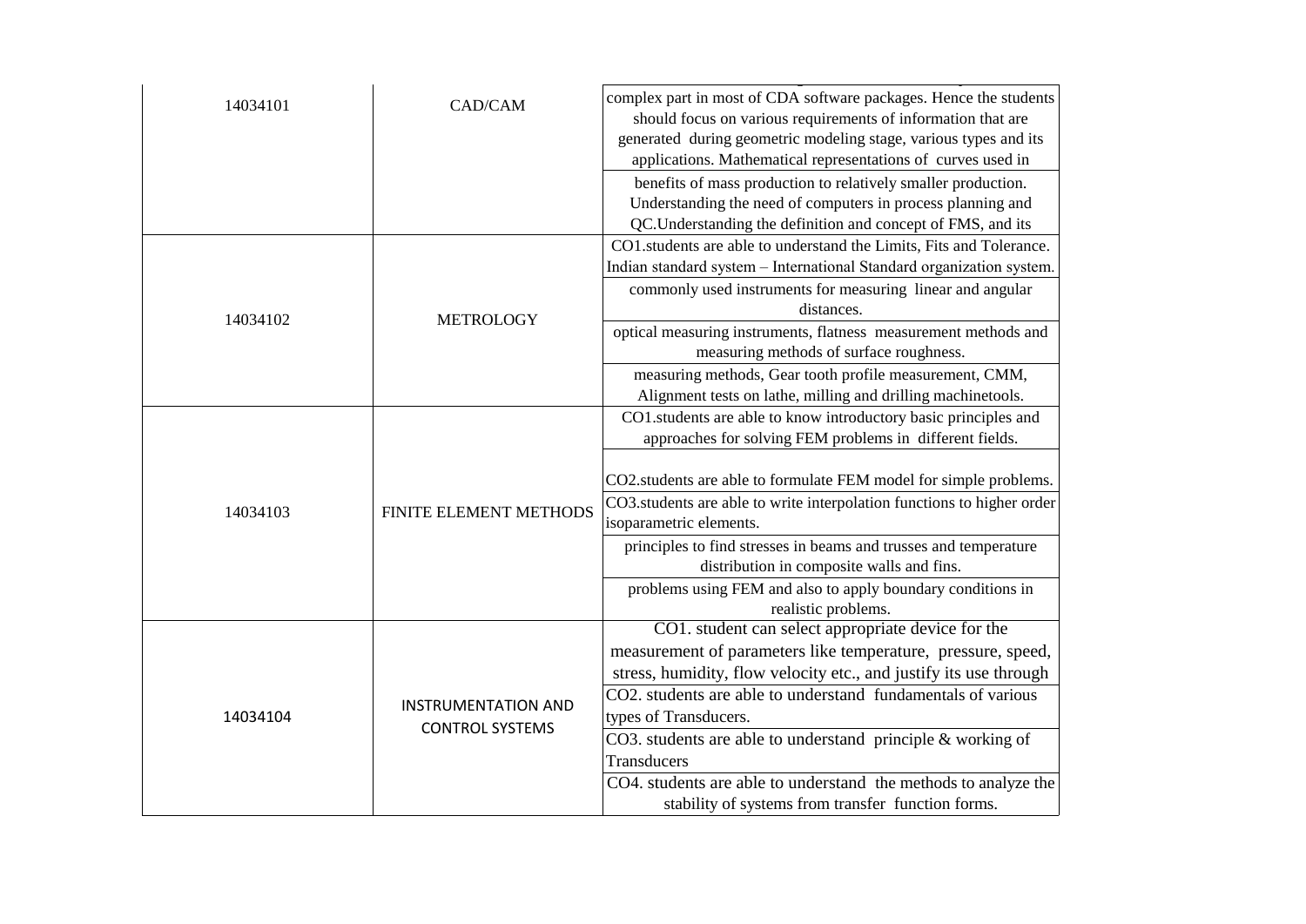| | | |
|---|---|---|
| 14034101 | CAD/CAM | complex part in most of CDA software packages. Hence the students should focus on various requirements of information that are generated during geometric modeling stage, various types and its applications. Mathematical representations of curves used in |
| | | benefits of mass production to relatively smaller production. Understanding the need of computers in process planning and QC.Understanding the definition and concept of FMS, and its |
| 14034102 | METROLOGY | CO1.students are able to understand the Limits, Fits and Tolerance. Indian standard system – International Standard organization system. |
| | | commonly used instruments for measuring linear and angular distances. |
| | | optical measuring instruments, flatness measurement methods and measuring methods of surface roughness. |
| | | measuring methods, Gear tooth profile measurement, CMM, Alignment tests on lathe, milling and drilling machinetools. |
| 14034103 | FINITE ELEMENT METHODS | CO1.students are able to know introductory basic principles and approaches for solving FEM problems in different fields. |
| | | CO2.students are able to formulate FEM model for simple problems. |
| | | CO3.students are able to write interpolation functions to higher order isoparametric elements. |
| | | principles to find stresses in beams and trusses and temperature distribution in composite walls and fins. |
| | | problems using FEM and also to apply boundary conditions in realistic problems. |
| 14034104 | INSTRUMENTATION AND CONTROL SYSTEMS | CO1. student can select appropriate device for the measurement of parameters like temperature, pressure, speed, stress, humidity, flow velocity etc., and justify its use through |
| | | CO2. students are able to understand fundamentals of various types of Transducers. |
| | | CO3. students are able to understand principle & working of Transducers |
| | | CO4. students are able to understand the methods to analyze the stability of systems from transfer function forms. |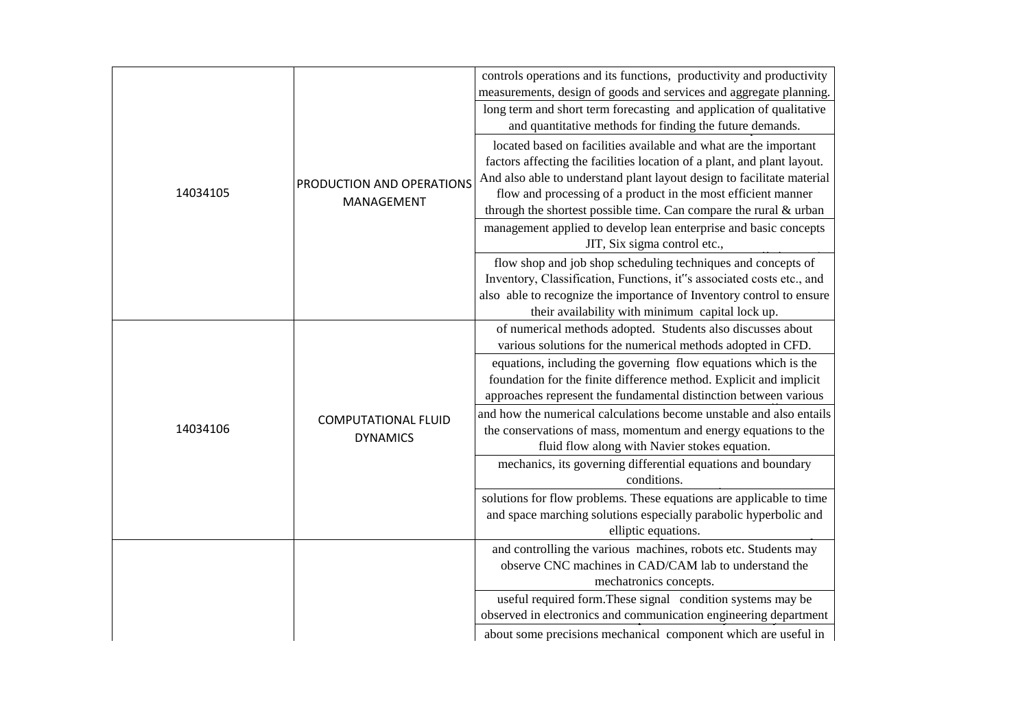| | | |
|---|---|---|
| 14034105 | PRODUCTION AND OPERATIONS MANAGEMENT | controls operations and its functions, productivity and productivity measurements, design of goods and services and aggregate planning. |
| | | long term and short term forecasting and application of qualitative and quantitative methods for finding the future demands. |
| | | located based on facilities available and what are the important factors affecting the facilities location of a plant, and plant layout. And also able to understand plant layout design to facilitate material flow and processing of a product in the most efficient manner through the shortest possible time. Can compare the rural & urban |
| | | management applied to develop lean enterprise and basic concepts JIT, Six sigma control etc., |
| | | flow shop and job shop scheduling techniques and concepts of Inventory, Classification, Functions, it"s associated costs etc., and also able to recognize the importance of Inventory control to ensure their availability with minimum capital lock up. |
| 14034106 | COMPUTATIONAL FLUID DYNAMICS | of numerical methods adopted. Students also discusses about various solutions for the numerical methods adopted in CFD. |
| | | equations, including the governing flow equations which is the foundation for the finite difference method. Explicit and implicit approaches represent the fundamental distinction between various |
| | | and how the numerical calculations become unstable and also entails the conservations of mass, momentum and energy equations to the fluid flow along with Navier stokes equation. |
| | | mechanics, its governing differential equations and boundary conditions. |
| | | solutions for flow problems. These equations are applicable to time and space marching solutions especially parabolic hyperbolic and elliptic equations. |
| | | and controlling the various machines, robots etc. Students may observe CNC machines in CAD/CAM lab to understand the mechatronics concepts. |
| | | useful required form.These signal condition systems may be observed in electronics and communication engineering department |
| | | about some precisions mechanical component which are useful in |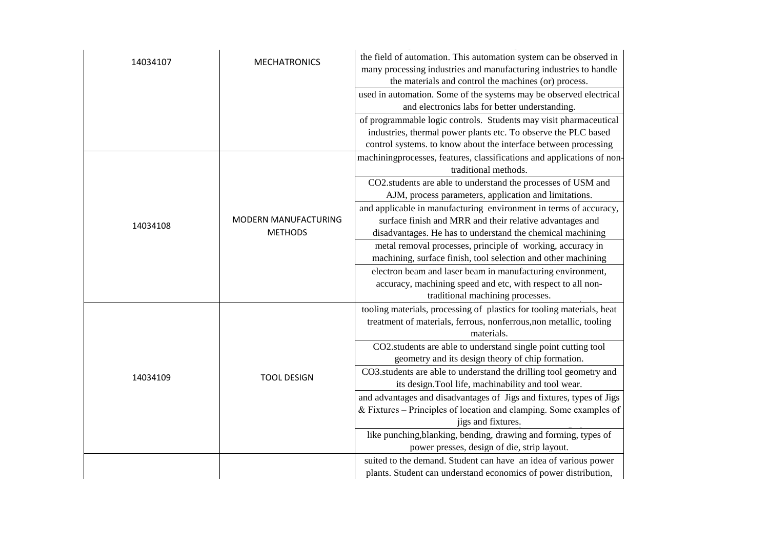| | | |
|---|---|---|
| 14034107 | MECHATRONICS | the field of automation. This automation system can be observed in many processing industries and manufacturing industries to handle the materials and control the machines (or) process. |
| | | used in automation. Some of the systems may be observed electrical and electronics labs for better understanding. |
| | | of programmable logic controls. Students may visit pharmaceutical industries, thermal power plants etc. To observe the PLC based control systems. to know about the interface between processing |
| 14034108 | MODERN MANUFACTURING METHODS | machiningprocesses, features, classifications and applications of non-traditional methods. |
| | | CO2.students are able to understand the processes of USM and AJM, process parameters, application and limitations. |
| | | and applicable in manufacturing environment in terms of accuracy, surface finish and MRR and their relative advantages and disadvantages. He has to understand the chemical machining |
| | | metal removal processes, principle of working, accuracy in machining, surface finish, tool selection and other machining |
| | | electron beam and laser beam in manufacturing environment, accuracy, machining speed and etc, with respect to all non-traditional machining processes. |
| 14034109 | TOOL DESIGN | tooling materials, processing of plastics for tooling materials, heat treatment of materials, ferrous, nonferrous,non metallic, tooling materials. |
| | | CO2.students are able to understand single point cutting tool geometry and its design theory of chip formation. |
| | | CO3.students are able to understand the drilling tool geometry and its design.Tool life, machinability and tool wear. |
| | | and advantages and disadvantages of Jigs and fixtures, types of Jigs & Fixtures – Principles of location and clamping. Some examples of jigs and fixtures. |
| | | like punching,blanking, bending, drawing and forming, types of power presses, design of die, strip layout. |
| | | suited to the demand. Student can have an idea of various power plants. Student can understand economics of power distribution, |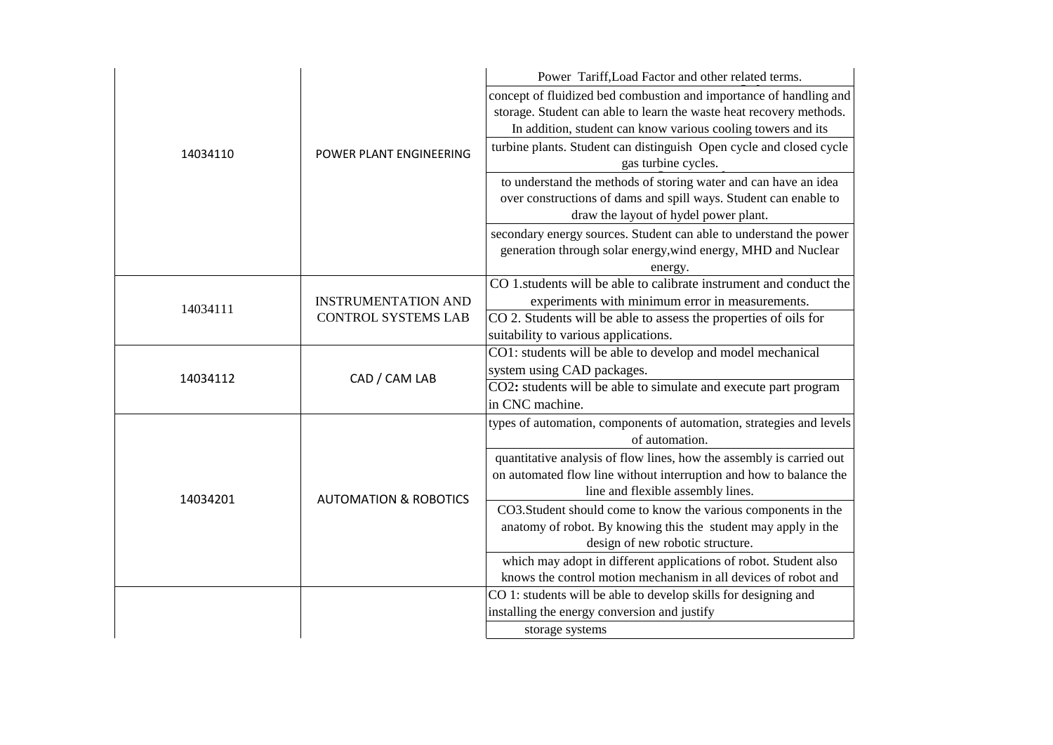| | | |
|---|---|---|
| 14034110 | POWER PLANT ENGINEERING | Power Tariff,Load Factor and other related terms. |
| | | concept of fluidized bed combustion and importance of handling and storage. Student can able to learn the waste heat recovery methods. In addition, student can know various cooling towers and its |
| | | turbine plants. Student can distinguish Open cycle and closed cycle gas turbine cycles. |
| | | to understand the methods of storing water and can have an idea over constructions of dams and spill ways. Student can enable to draw the layout of hydel power plant. |
| | | secondary energy sources. Student can able to understand the power generation through solar energy,wind energy, MHD and Nuclear energy. |
| 14034111 | INSTRUMENTATION AND CONTROL SYSTEMS LAB | CO 1.students will be able to calibrate instrument and conduct the experiments with minimum error in measurements. |
| | | CO 2. Students will be able to assess the properties of oils for suitability to various applications. |
| 14034112 | CAD / CAM LAB | CO1: students will be able to develop and model mechanical system using CAD packages. |
| | | CO2**:** students will be able to simulate and execute part program in CNC machine. |
| 14034201 | AUTOMATION & ROBOTICS | types of automation, components of automation, strategies and levels of automation. |
| | | quantitative analysis of flow lines, how the assembly is carried out on automated flow line without interruption and how to balance the line and flexible assembly lines. |
| | | CO3.Student should come to know the various components in the anatomy of robot. By knowing this the student may apply in the design of new robotic structure. |
| | | which may adopt in different applications of robot. Student also knows the control motion mechanism in all devices of robot and |
| | | CO 1: students will be able to develop skills for designing and installing the energy conversion and justify |
| | | storage systems |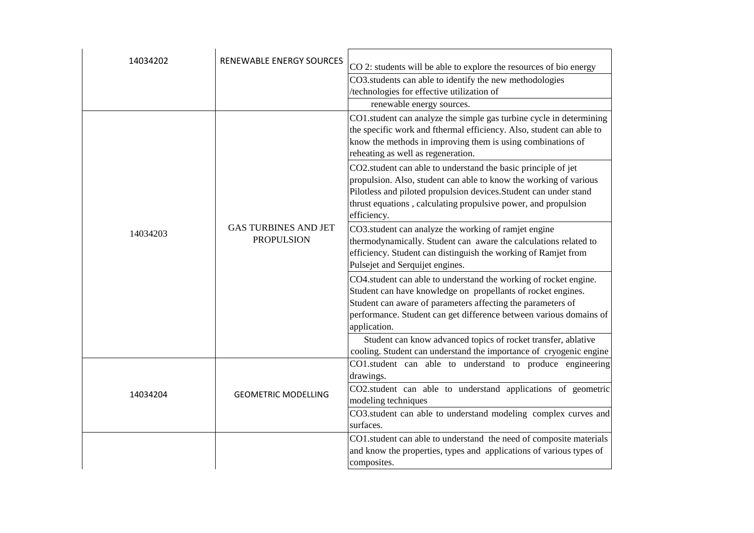| | | |
|---|---|---|
| 14034202 | RENEWABLE ENERGY SOURCES | CO 2: students will be able to explore the resources of bio energy |
| | | CO3.students can able to identify the new methodologies /technologies for effective utilization of renewable energy sources. |
| 14034203 | GAS TURBINES AND JET PROPULSION | CO1.student can analyze the simple gas turbine cycle in determining the specific work and fthermal efficiency. Also, student can able to know the methods in improving them is using combinations of reheating as well as regeneration. |
| | | CO2.student can able to understand the basic principle of jet propulsion. Also, student can able to know the working of various Pilotless and piloted propulsion devices.Student can under stand thrust equations , calculating propulsive power, and propulsion efficiency. |
| | | CO3.student can analyze the working of ramjet engine thermodynamically. Student can aware the calculations related to efficiency. Student can distinguish the working of Ramjet from Pulsejet and Serquijet engines. |
| | | CO4.student can able to understand the working of rocket engine. Student can have knowledge on propellants of rocket engines. Student can aware of parameters affecting the parameters of performance. Student can get difference between various domains of application. |
| | | Student can know advanced topics of rocket transfer, ablative cooling. Student can understand the importance of cryogenic engine |
| 14034204 | GEOMETRIC MODELLING | CO1.student can able to understand to produce engineering drawings. |
| | | CO2.student can able to understand applications of geometric modeling techniques |
| | | CO3.student can able to understand modeling complex curves and surfaces. |
| | | CO1.student can able to understand the need of composite materials and know the properties, types and applications of various types of composites. |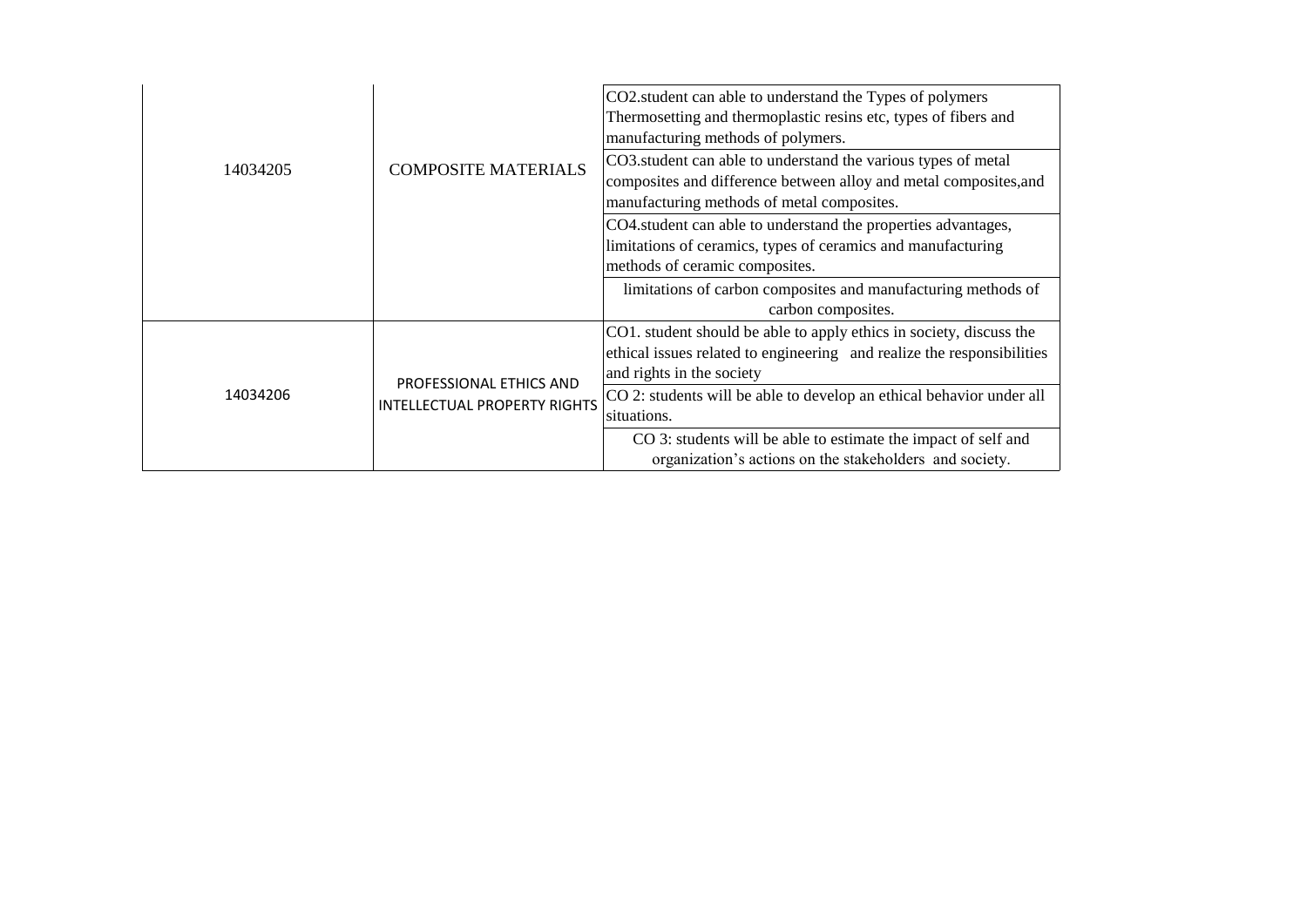| | | |
|---|---|---|
| 14034205 | COMPOSITE MATERIALS | CO2.student can able to understand the Types of polymers Thermosetting and thermoplastic resins etc, types of fibers and manufacturing methods of polymers. |
| | | CO3.student can able to understand the various types of metal composites and difference between alloy and metal composites,and manufacturing methods of metal composites. |
| | | CO4.student can able to understand the properties advantages, limitations of ceramics, types of ceramics and manufacturing methods of ceramic composites. |
| | | limitations of carbon composites and manufacturing methods of carbon composites. |
| 14034206 | PROFESSIONAL ETHICS AND INTELLECTUAL PROPERTY RIGHTS | CO1. student should be able to apply ethics in society, discuss the ethical issues related to engineering and realize the responsibilities and rights in the society |
| | | CO 2: students will be able to develop an ethical behavior under all situations. |
| | | CO 3: students will be able to estimate the impact of self and organization's actions on the stakeholders and society. |